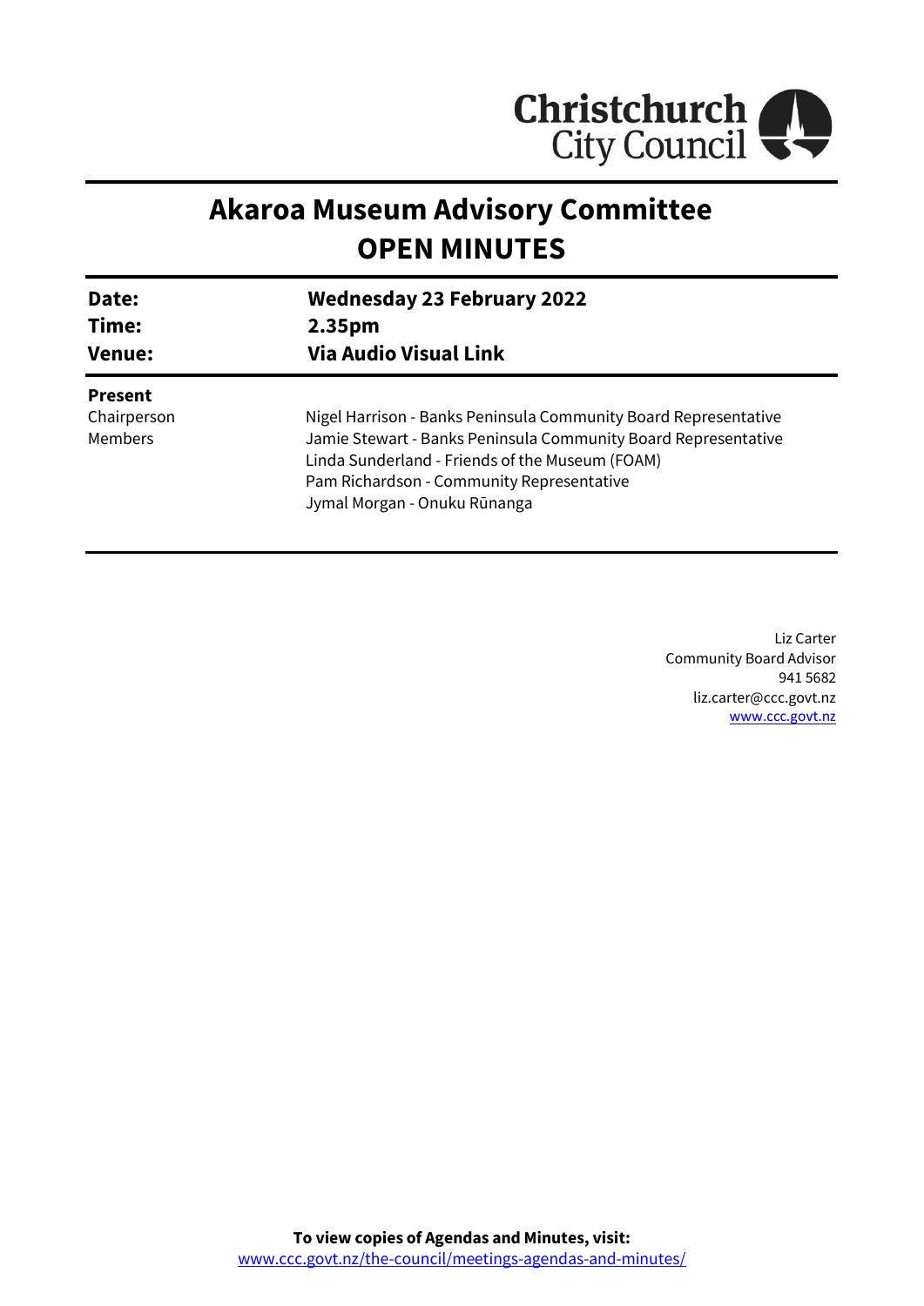Christchurch City Council

# Akaroa Museum Advisory Committee
# OPEN MINUTES

| | |
|---|---|
| **Date:** | **Wednesday 23 February 2022** |
| **Time:** | **2.35pm** |
| **Venue:** | **Via Audio Visual Link** |

**Present**

| | |
|---|---|
| Chairperson | Nigel Harrison - Banks Peninsula Community Board Representative |
| Members | Jamie Stewart - Banks Peninsula Community Board Representative |
| | Linda Sunderland - Friends of the Museum (FOAM) |
| | Pam Richardson - Community Representative |
| | Jymal Morgan - Onuku Rūnanga |

Liz Carter
Community Board Advisor
941 5682
liz.carter@ccc.govt.nz
www.ccc.govt.nz

**To view copies of Agendas and Minutes, visit:**
www.ccc.govt.nz/the-council/meetings-agendas-and-minutes/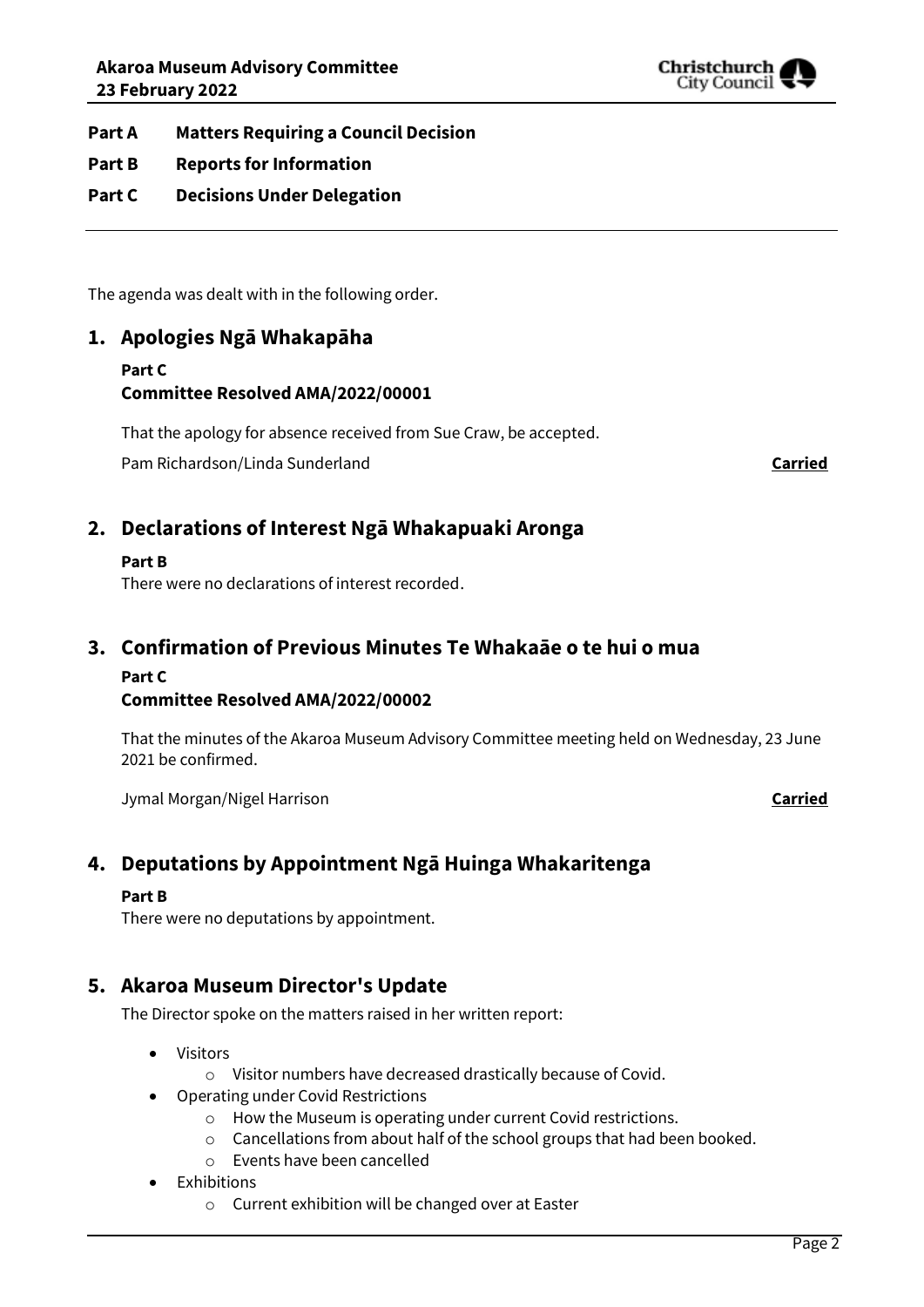**Part A Matters Requiring a Council Decision**

**Part B Reports for Information**

**Part C Decisions Under Delegation**

---

The agenda was dealt with in the following order.

## 1. Apologies Ngā Whakapāha

**Part C**

**Committee Resolved AMA/2022/00001**

That the apology for absence received from Sue Craw, be accepted.

Pam Richardson/Linda Sunderland **Carried**

## 2. Declarations of Interest Ngā Whakapuaki Aronga

**Part B**

There were no declarations of interest recorded.

## 3. Confirmation of Previous Minutes Te Whakaāe o te hui o mua

**Part C**

**Committee Resolved AMA/2022/00002**

That the minutes of the Akaroa Museum Advisory Committee meeting held on Wednesday, 23 June 2021 be confirmed.

Jymal Morgan/Nigel Harrison **Carried**

## 4. Deputations by Appointment Ngā Huinga Whakaritenga

**Part B**

There were no deputations by appointment.

## 5. Akaroa Museum Director's Update

The Director spoke on the matters raised in her written report:

- Visitors
  - Visitor numbers have decreased drastically because of Covid.
- Operating under Covid Restrictions
  - How the Museum is operating under current Covid restrictions.
  - Cancellations from about half of the school groups that had been booked.
  - Events have been cancelled
- Exhibitions
  - Current exhibition will be changed over at Easter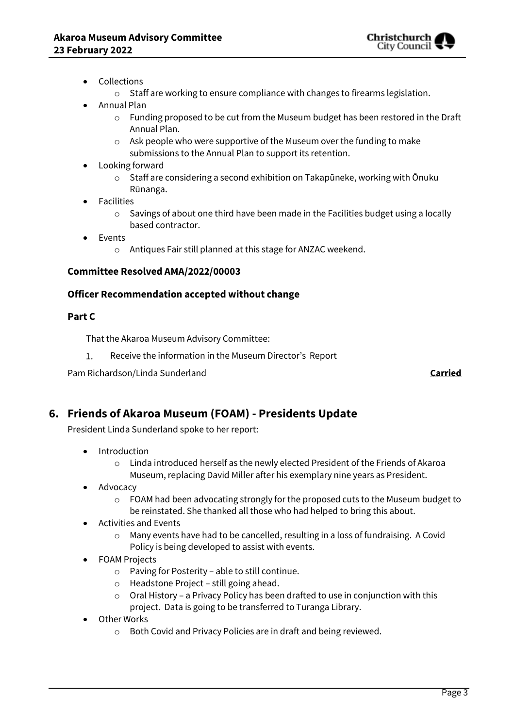- Collections
    - Staff are working to ensure compliance with changes to firearms legislation.
- Annual Plan
    - Funding proposed to be cut from the Museum budget has been restored in the Draft Annual Plan.
    - Ask people who were supportive of the Museum over the funding to make submissions to the Annual Plan to support its retention.
- Looking forward
    - Staff are considering a second exhibition on Takapūneke, working with Ōnuku Rūnanga.
- Facilities
    - Savings of about one third have been made in the Facilities budget using a locally based contractor.
- Events
    - Antiques Fair still planned at this stage for ANZAC weekend.

**Committee Resolved AMA/2022/00003**

**Officer Recommendation accepted without change**

**Part C**

That the Akaroa Museum Advisory Committee:

1. Receive the information in the Museum Director's Report

Pam Richardson/Linda Sunderland **Carried**

## 6. Friends of Akaroa Museum (FOAM) - Presidents Update

President Linda Sunderland spoke to her report:

- Introduction
    - Linda introduced herself as the newly elected President of the Friends of Akaroa Museum, replacing David Miller after his exemplary nine years as President.
- Advocacy
    - FOAM had been advocating strongly for the proposed cuts to the Museum budget to be reinstated. She thanked all those who had helped to bring this about.
- Activities and Events
    - Many events have had to be cancelled, resulting in a loss of fundraising. A Covid Policy is being developed to assist with events.
- FOAM Projects
    - Paving for Posterity – able to still continue.
    - Headstone Project – still going ahead.
    - Oral History – a Privacy Policy has been drafted to use in conjunction with this project. Data is going to be transferred to Turanga Library.
- Other Works
    - Both Covid and Privacy Policies are in draft and being reviewed.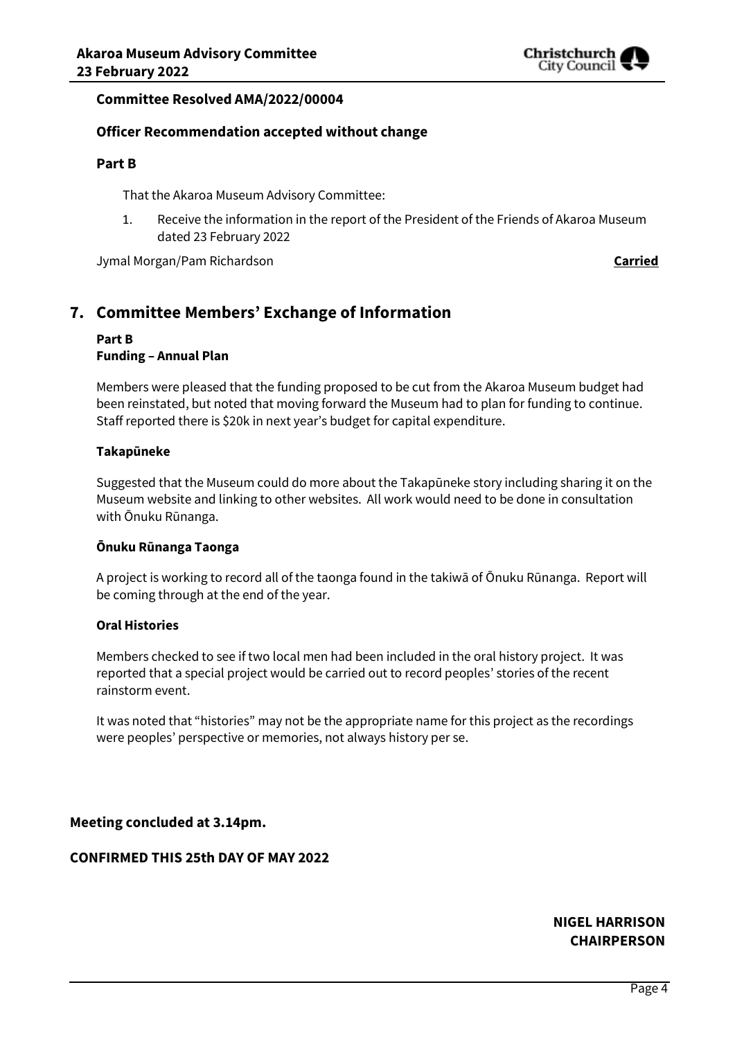**Committee Resolved AMA/2022/00004**

**Officer Recommendation accepted without change**

**Part B**

That the Akaroa Museum Advisory Committee:

1. Receive the information in the report of the President of the Friends of Akaroa Museum dated 23 February 2022

Jymal Morgan/Pam Richardson **Carried**

## 7. Committee Members' Exchange of Information

**Part B**
**Funding – Annual Plan**

Members were pleased that the funding proposed to be cut from the Akaroa Museum budget had been reinstated, but noted that moving forward the Museum had to plan for funding to continue. Staff reported there is $20k in next year's budget for capital expenditure.

**Takapūneke**

Suggested that the Museum could do more about the Takapūneke story including sharing it on the Museum website and linking to other websites. All work would need to be done in consultation with Ōnuku Rūnanga.

**Ōnuku Rūnanga Taonga**

A project is working to record all of the taonga found in the takiwā of Ōnuku Rūnanga. Report will be coming through at the end of the year.

**Oral Histories**

Members checked to see if two local men had been included in the oral history project. It was reported that a special project would be carried out to record peoples' stories of the recent rainstorm event.

It was noted that "histories" may not be the appropriate name for this project as the recordings were peoples' perspective or memories, not always history per se.

**Meeting concluded at 3.14pm.**

**CONFIRMED THIS 25th DAY OF MAY 2022**

**NIGEL HARRISON**
**CHAIRPERSON**